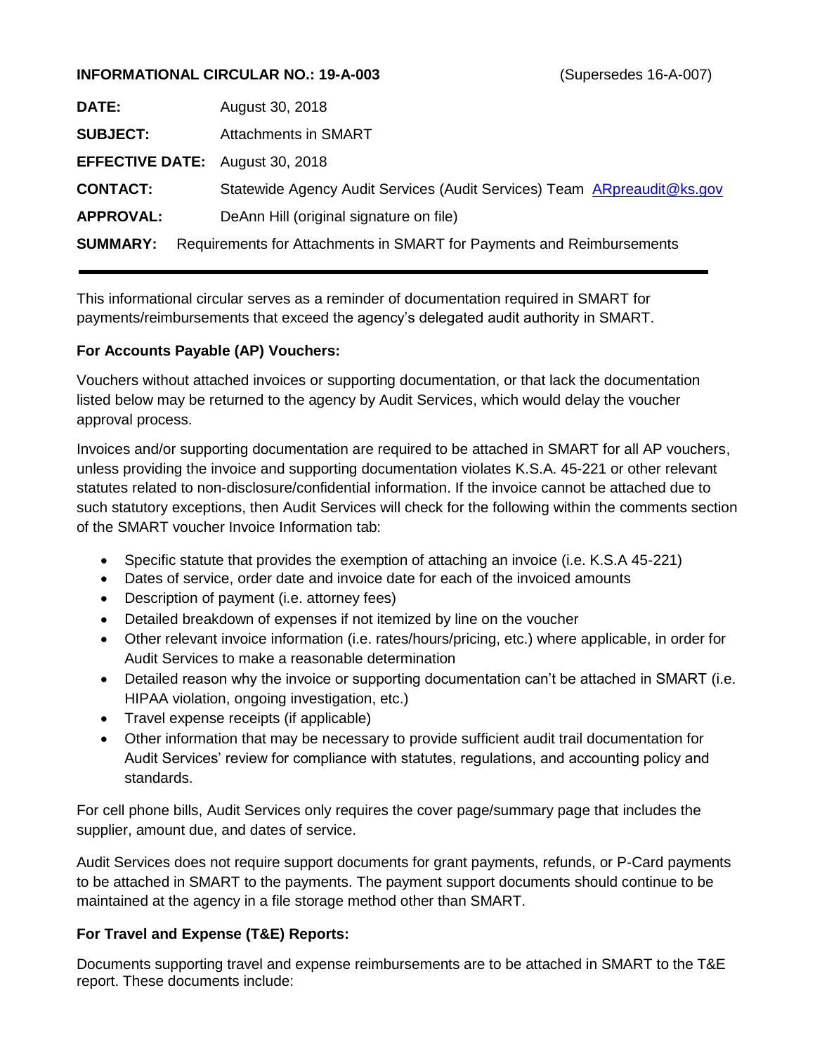**INFORMATIONAL CIRCULAR NO.: 19-A-003** (Supersedes 16-A-007)

**DATE:** August 30, 2018

**SUBJECT:** Attachments in SMART

**EFFECTIVE DATE:** August 30, 2018

**CONTACT:** Statewide Agency Audit Services (Audit Services) Team ARpreaudit@ks.gov

**APPROVAL:** DeAnn Hill (original signature on file)

**SUMMARY:** Requirements for Attachments in SMART for Payments and Reimbursements

---

This informational circular serves as a reminder of documentation required in SMART for payments/reimbursements that exceed the agency's delegated audit authority in SMART.

**For Accounts Payable (AP) Vouchers:**

Vouchers without attached invoices or supporting documentation, or that lack the documentation listed below may be returned to the agency by Audit Services, which would delay the voucher approval process.

Invoices and/or supporting documentation are required to be attached in SMART for all AP vouchers, unless providing the invoice and supporting documentation violates K.S.A. 45-221 or other relevant statutes related to non-disclosure/confidential information. If the invoice cannot be attached due to such statutory exceptions, then Audit Services will check for the following within the comments section of the SMART voucher Invoice Information tab:

- Specific statute that provides the exemption of attaching an invoice (i.e. K.S.A 45-221)
- Dates of service, order date and invoice date for each of the invoiced amounts
- Description of payment (i.e. attorney fees)
- Detailed breakdown of expenses if not itemized by line on the voucher
- Other relevant invoice information (i.e. rates/hours/pricing, etc.) where applicable, in order for Audit Services to make a reasonable determination
- Detailed reason why the invoice or supporting documentation can't be attached in SMART (i.e. HIPAA violation, ongoing investigation, etc.)
- Travel expense receipts (if applicable)
- Other information that may be necessary to provide sufficient audit trail documentation for Audit Services' review for compliance with statutes, regulations, and accounting policy and standards.

For cell phone bills, Audit Services only requires the cover page/summary page that includes the supplier, amount due, and dates of service.

Audit Services does not require support documents for grant payments, refunds, or P-Card payments to be attached in SMART to the payments. The payment support documents should continue to be maintained at the agency in a file storage method other than SMART.

**For Travel and Expense (T&E) Reports:**

Documents supporting travel and expense reimbursements are to be attached in SMART to the T&E report. These documents include: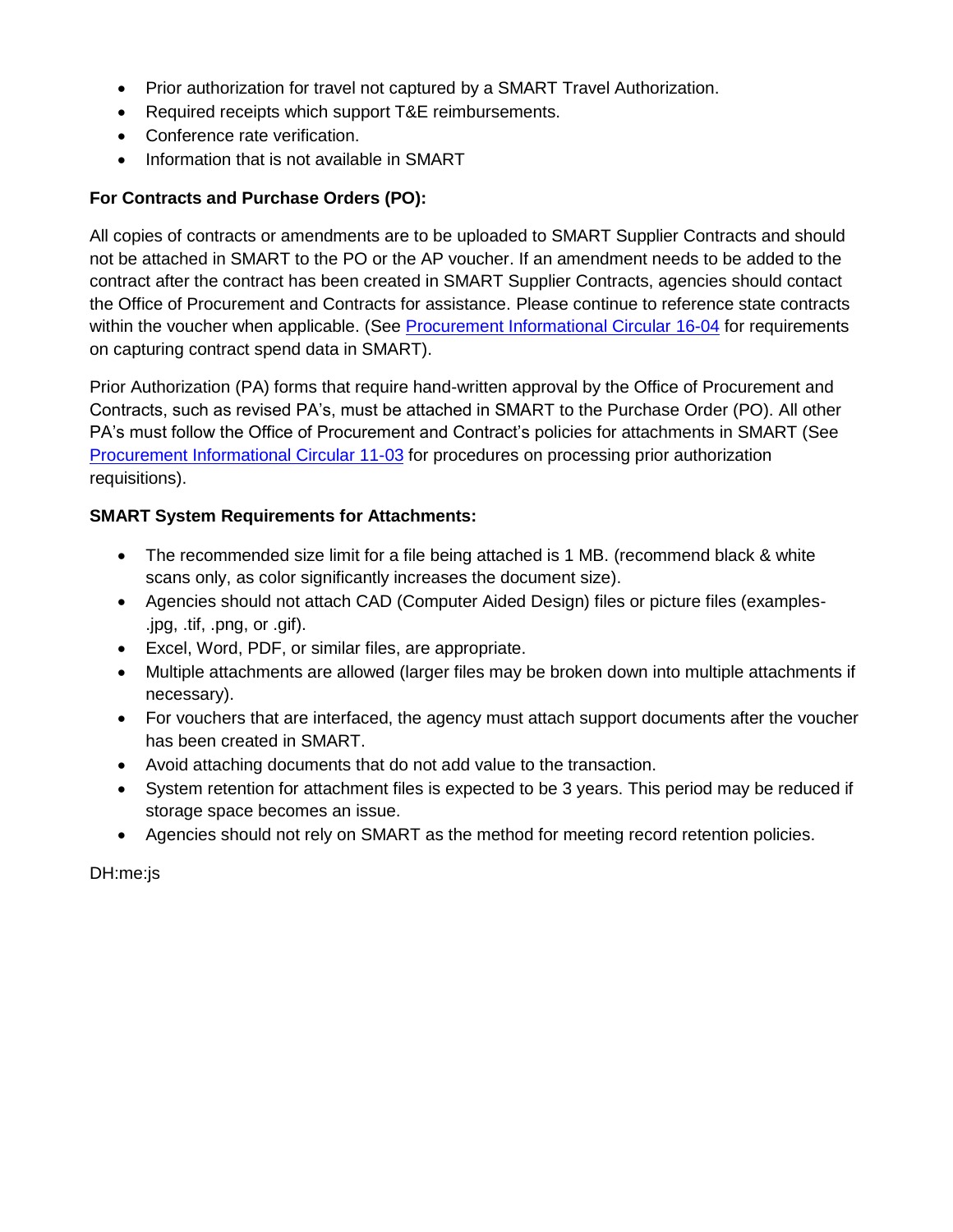- Prior authorization for travel not captured by a SMART Travel Authorization.
- Required receipts which support T&E reimbursements.
- Conference rate verification.
- Information that is not available in SMART

**For Contracts and Purchase Orders (PO):**

All copies of contracts or amendments are to be uploaded to SMART Supplier Contracts and should not be attached in SMART to the PO or the AP voucher. If an amendment needs to be added to the contract after the contract has been created in SMART Supplier Contracts, agencies should contact the Office of Procurement and Contracts for assistance. Please continue to reference state contracts within the voucher when applicable. (See Procurement Informational Circular 16-04 for requirements on capturing contract spend data in SMART).

Prior Authorization (PA) forms that require hand-written approval by the Office of Procurement and Contracts, such as revised PA's, must be attached in SMART to the Purchase Order (PO). All other PA's must follow the Office of Procurement and Contract's policies for attachments in SMART (See Procurement Informational Circular 11-03 for procedures on processing prior authorization requisitions).

**SMART System Requirements for Attachments:**

- The recommended size limit for a file being attached is 1 MB. (recommend black & white scans only, as color significantly increases the document size).
- Agencies should not attach CAD (Computer Aided Design) files or picture files (examples- .jpg, .tif, .png, or .gif).
- Excel, Word, PDF, or similar files, are appropriate.
- Multiple attachments are allowed (larger files may be broken down into multiple attachments if necessary).
- For vouchers that are interfaced, the agency must attach support documents after the voucher has been created in SMART.
- Avoid attaching documents that do not add value to the transaction.
- System retention for attachment files is expected to be 3 years. This period may be reduced if storage space becomes an issue.
- Agencies should not rely on SMART as the method for meeting record retention policies.

DH:me:js